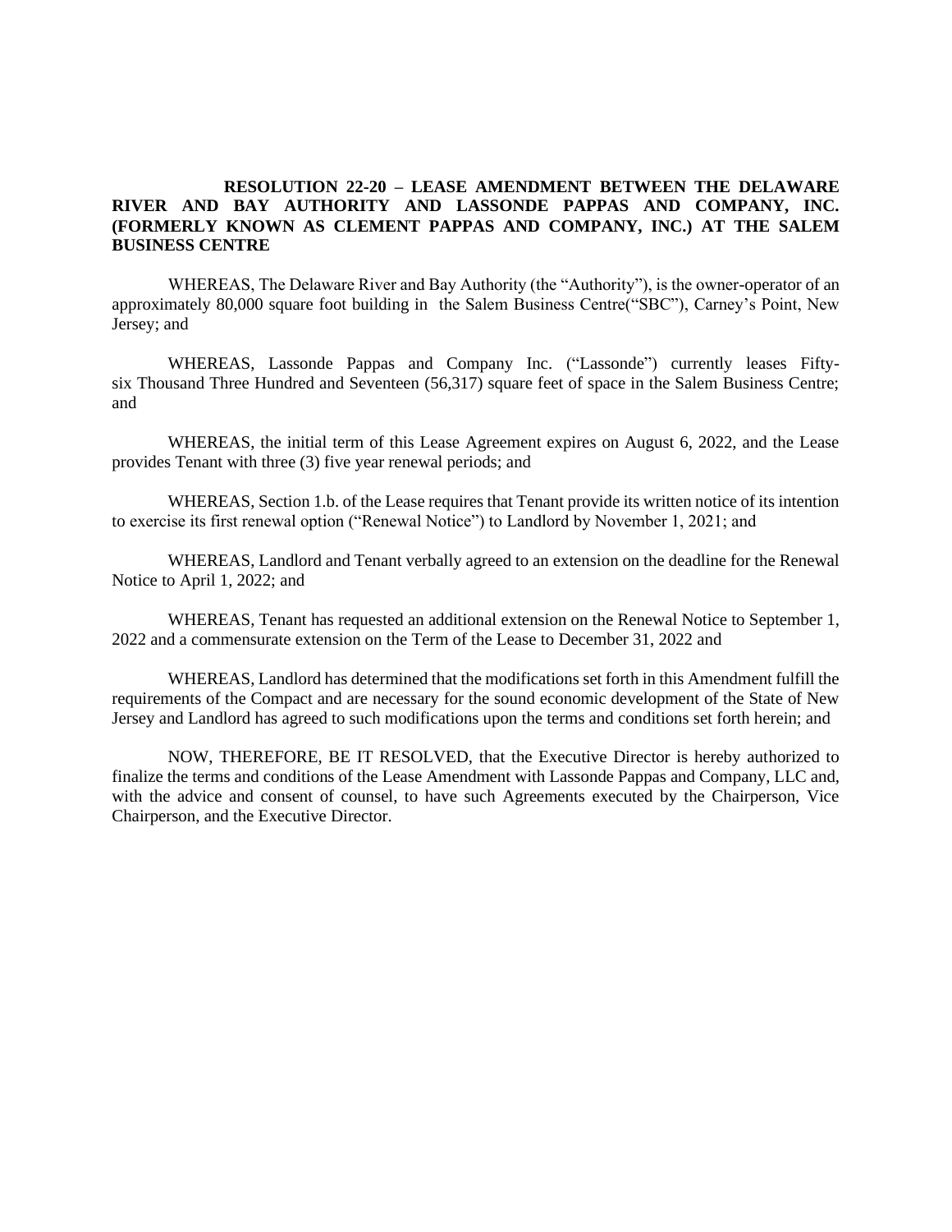**RESOLUTION 22-20 – LEASE AMENDMENT BETWEEN THE DELAWARE RIVER AND BAY AUTHORITY AND LASSONDE PAPPAS AND COMPANY, INC. (FORMERLY KNOWN AS CLEMENT PAPPAS AND COMPANY, INC.) AT THE SALEM BUSINESS CENTRE**

WHEREAS, The Delaware River and Bay Authority (the "Authority"), is the owner-operator of an approximately 80,000 square foot building in the Salem Business Centre("SBC"), Carney's Point, New Jersey; and

WHEREAS, Lassonde Pappas and Company Inc. ("Lassonde") currently leases Fifty-six Thousand Three Hundred and Seventeen (56,317) square feet of space in the Salem Business Centre; and

WHEREAS, the initial term of this Lease Agreement expires on August 6, 2022, and the Lease provides Tenant with three (3) five year renewal periods; and

WHEREAS, Section 1.b. of the Lease requires that Tenant provide its written notice of its intention to exercise its first renewal option ("Renewal Notice") to Landlord by November 1, 2021; and

WHEREAS, Landlord and Tenant verbally agreed to an extension on the deadline for the Renewal Notice to April 1, 2022; and

WHEREAS, Tenant has requested an additional extension on the Renewal Notice to September 1, 2022 and a commensurate extension on the Term of the Lease to December 31, 2022 and

WHEREAS, Landlord has determined that the modifications set forth in this Amendment fulfill the requirements of the Compact and are necessary for the sound economic development of the State of New Jersey and Landlord has agreed to such modifications upon the terms and conditions set forth herein; and

NOW, THEREFORE, BE IT RESOLVED, that the Executive Director is hereby authorized to finalize the terms and conditions of the Lease Amendment with Lassonde Pappas and Company, LLC and, with the advice and consent of counsel, to have such Agreements executed by the Chairperson, Vice Chairperson, and the Executive Director.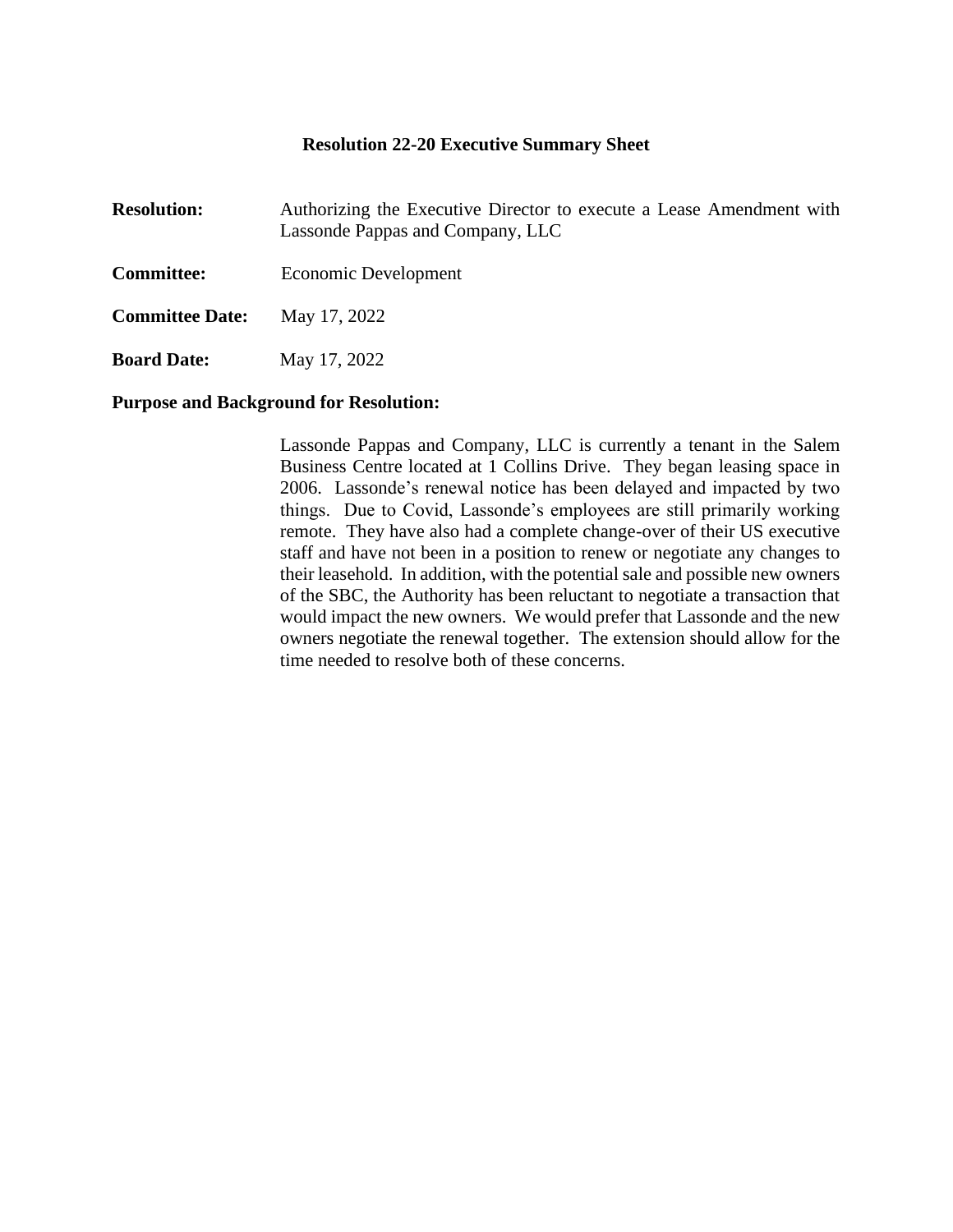## Resolution 22-20 Executive Summary Sheet

**Resolution:** Authorizing the Executive Director to execute a Lease Amendment with Lassonde Pappas and Company, LLC

**Committee:** Economic Development

**Committee Date:** May 17, 2022

**Board Date:** May 17, 2022

**Purpose and Background for Resolution:**

Lassonde Pappas and Company, LLC is currently a tenant in the Salem Business Centre located at 1 Collins Drive. They began leasing space in 2006. Lassonde's renewal notice has been delayed and impacted by two things. Due to Covid, Lassonde's employees are still primarily working remote. They have also had a complete change-over of their US executive staff and have not been in a position to renew or negotiate any changes to their leasehold. In addition, with the potential sale and possible new owners of the SBC, the Authority has been reluctant to negotiate a transaction that would impact the new owners. We would prefer that Lassonde and the new owners negotiate the renewal together. The extension should allow for the time needed to resolve both of these concerns.